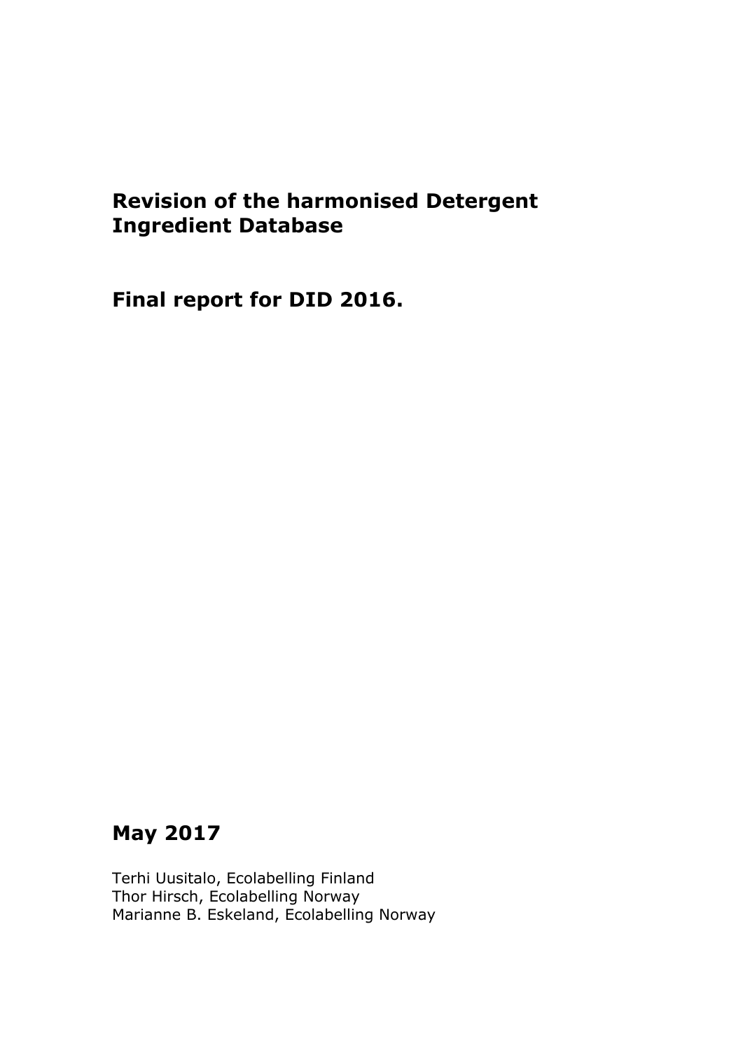# Revision of the harmonised Detergent Ingredient Database

# Final report for DID 2016.

## May 2017

Terhi Uusitalo, Ecolabelling Finland
Thor Hirsch, Ecolabelling Norway
Marianne B. Eskeland, Ecolabelling Norway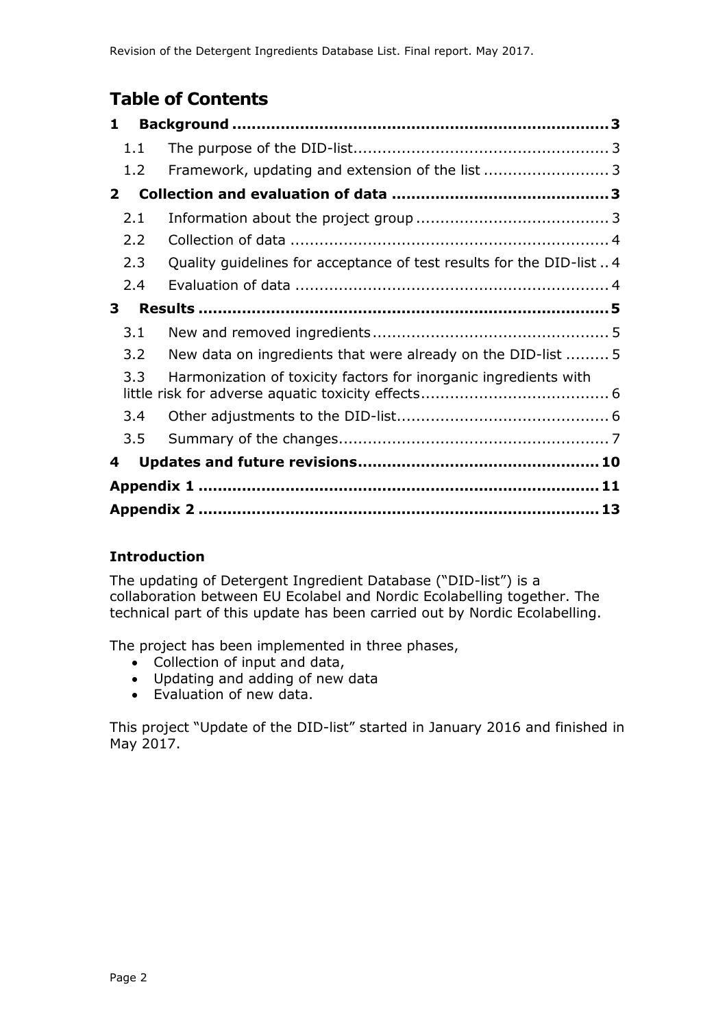# Table of Contents

| | | |
|---|---|---|
| **1** | **Background** | **3** |
| 1.1 | The purpose of the DID-list | 3 |
| 1.2 | Framework, updating and extension of the list | 3 |
| **2** | **Collection and evaluation of data** | **3** |
| 2.1 | Information about the project group | 3 |
| 2.2 | Collection of data | 4 |
| 2.3 | Quality guidelines for acceptance of test results for the DID-list | 4 |
| 2.4 | Evaluation of data | 4 |
| **3** | **Results** | **5** |
| 3.1 | New and removed ingredients | 5 |
| 3.2 | New data on ingredients that were already on the DID-list | 5 |
| 3.3 | Harmonization of toxicity factors for inorganic ingredients with little risk for adverse aquatic toxicity effects | 6 |
| 3.4 | Other adjustments to the DID-list | 6 |
| 3.5 | Summary of the changes | 7 |
| **4** | **Updates and future revisions** | **10** |
| | **Appendix 1** | **11** |
| | **Appendix 2** | **13** |

### Introduction

The updating of Detergent Ingredient Database ("DID-list") is a collaboration between EU Ecolabel and Nordic Ecolabelling together. The technical part of this update has been carried out by Nordic Ecolabelling.

The project has been implemented in three phases,

- Collection of input and data,
- Updating and adding of new data
- Evaluation of new data.

This project "Update of the DID-list" started in January 2016 and finished in May 2017.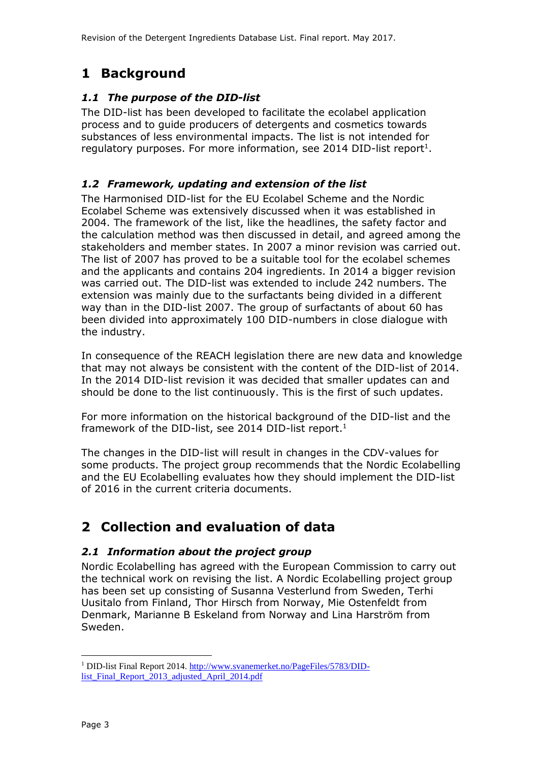# 1 Background

### *1.1 The purpose of the DID-list*

The DID-list has been developed to facilitate the ecolabel application process and to guide producers of detergents and cosmetics towards substances of less environmental impacts. The list is not intended for regulatory purposes. For more information, see 2014 DID-list report[1].

### *1.2 Framework, updating and extension of the list*

The Harmonised DID-list for the EU Ecolabel Scheme and the Nordic Ecolabel Scheme was extensively discussed when it was established in 2004. The framework of the list, like the headlines, the safety factor and the calculation method was then discussed in detail, and agreed among the stakeholders and member states. In 2007 a minor revision was carried out. The list of 2007 has proved to be a suitable tool for the ecolabel schemes and the applicants and contains 204 ingredients. In 2014 a bigger revision was carried out. The DID-list was extended to include 242 numbers. The extension was mainly due to the surfactants being divided in a different way than in the DID-list 2007. The group of surfactants of about 60 has been divided into approximately 100 DID-numbers in close dialogue with the industry.

In consequence of the REACH legislation there are new data and knowledge that may not always be consistent with the content of the DID-list of 2014. In the 2014 DID-list revision it was decided that smaller updates can and should be done to the list continuously. This is the first of such updates.

For more information on the historical background of the DID-list and the framework of the DID-list, see 2014 DID-list report.[1]

The changes in the DID-list will result in changes in the CDV-values for some products. The project group recommends that the Nordic Ecolabelling and the EU Ecolabelling evaluates how they should implement the DID-list of 2016 in the current criteria documents.

# 2 Collection and evaluation of data

### *2.1 Information about the project group*

Nordic Ecolabelling has agreed with the European Commission to carry out the technical work on revising the list. A Nordic Ecolabelling project group has been set up consisting of Susanna Vesterlund from Sweden, Terhi Uusitalo from Finland, Thor Hirsch from Norway, Mie Ostenfeldt from Denmark, Marianne B Eskeland from Norway and Lina Harström from Sweden.

---

[1] DID-list Final Report 2014. http://www.svanemerket.no/PageFiles/5783/DID-list_Final_Report_2013_adjusted_April_2014.pdf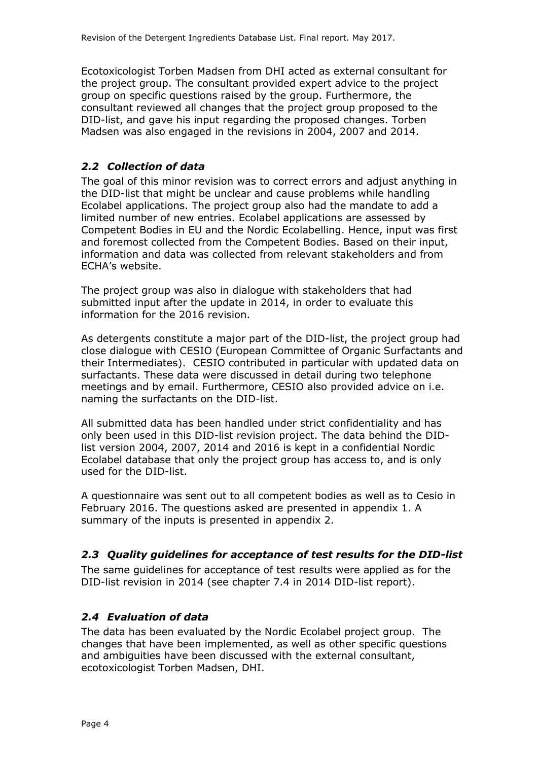Ecotoxicologist Torben Madsen from DHI acted as external consultant for the project group. The consultant provided expert advice to the project group on specific questions raised by the group. Furthermore, the consultant reviewed all changes that the project group proposed to the DID-list, and gave his input regarding the proposed changes. Torben Madsen was also engaged in the revisions in 2004, 2007 and 2014.

## *2.2 Collection of data*

The goal of this minor revision was to correct errors and adjust anything in the DID-list that might be unclear and cause problems while handling Ecolabel applications. The project group also had the mandate to add a limited number of new entries. Ecolabel applications are assessed by Competent Bodies in EU and the Nordic Ecolabelling. Hence, input was first and foremost collected from the Competent Bodies. Based on their input, information and data was collected from relevant stakeholders and from ECHA's website.

The project group was also in dialogue with stakeholders that had submitted input after the update in 2014, in order to evaluate this information for the 2016 revision.

As detergents constitute a major part of the DID-list, the project group had close dialogue with CESIO (European Committee of Organic Surfactants and their Intermediates). CESIO contributed in particular with updated data on surfactants. These data were discussed in detail during two telephone meetings and by email. Furthermore, CESIO also provided advice on i.e. naming the surfactants on the DID-list.

All submitted data has been handled under strict confidentiality and has only been used in this DID-list revision project. The data behind the DID-list version 2004, 2007, 2014 and 2016 is kept in a confidential Nordic Ecolabel database that only the project group has access to, and is only used for the DID-list.

A questionnaire was sent out to all competent bodies as well as to Cesio in February 2016. The questions asked are presented in appendix 1. A summary of the inputs is presented in appendix 2.

## *2.3 Quality guidelines for acceptance of test results for the DID-list*

The same guidelines for acceptance of test results were applied as for the DID-list revision in 2014 (see chapter 7.4 in 2014 DID-list report).

## *2.4 Evaluation of data*

The data has been evaluated by the Nordic Ecolabel project group. The changes that have been implemented, as well as other specific questions and ambiguities have been discussed with the external consultant, ecotoxicologist Torben Madsen, DHI.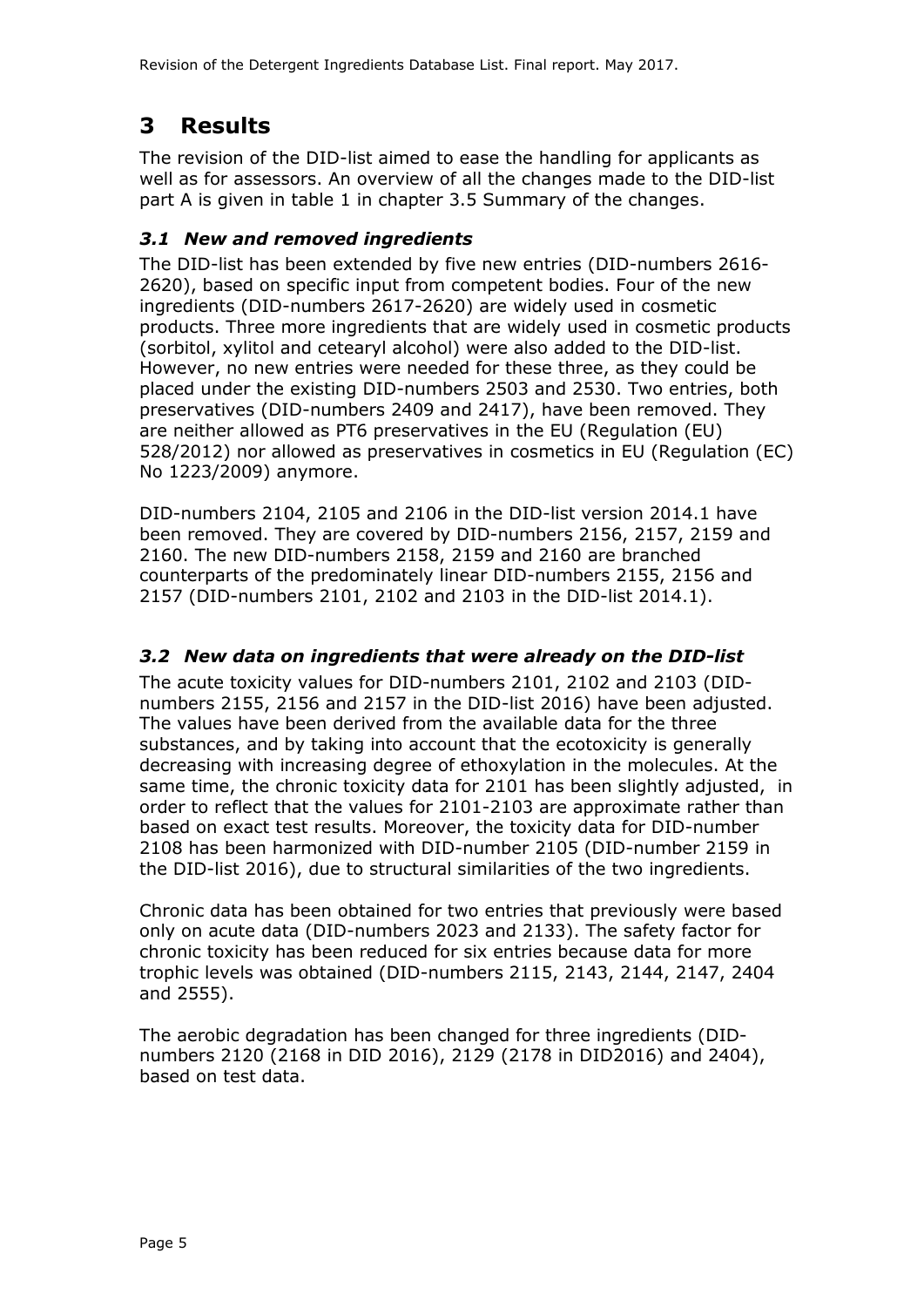# 3 Results

The revision of the DID-list aimed to ease the handling for applicants as well as for assessors. An overview of all the changes made to the DID-list part A is given in table 1 in chapter 3.5 Summary of the changes.

## *3.1 New and removed ingredients*

The DID-list has been extended by five new entries (DID-numbers 2616-2620), based on specific input from competent bodies. Four of the new ingredients (DID-numbers 2617-2620) are widely used in cosmetic products. Three more ingredients that are widely used in cosmetic products (sorbitol, xylitol and cetearyl alcohol) were also added to the DID-list. However, no new entries were needed for these three, as they could be placed under the existing DID-numbers 2503 and 2530. Two entries, both preservatives (DID-numbers 2409 and 2417), have been removed. They are neither allowed as PT6 preservatives in the EU (Regulation (EU) 528/2012) nor allowed as preservatives in cosmetics in EU (Regulation (EC) No 1223/2009) anymore.

DID-numbers 2104, 2105 and 2106 in the DID-list version 2014.1 have been removed. They are covered by DID-numbers 2156, 2157, 2159 and 2160. The new DID-numbers 2158, 2159 and 2160 are branched counterparts of the predominately linear DID-numbers 2155, 2156 and 2157 (DID-numbers 2101, 2102 and 2103 in the DID-list 2014.1).

## *3.2 New data on ingredients that were already on the DID-list*

The acute toxicity values for DID-numbers 2101, 2102 and 2103 (DID-numbers 2155, 2156 and 2157 in the DID-list 2016) have been adjusted. The values have been derived from the available data for the three substances, and by taking into account that the ecotoxicity is generally decreasing with increasing degree of ethoxylation in the molecules. At the same time, the chronic toxicity data for 2101 has been slightly adjusted, in order to reflect that the values for 2101-2103 are approximate rather than based on exact test results. Moreover, the toxicity data for DID-number 2108 has been harmonized with DID-number 2105 (DID-number 2159 in the DID-list 2016), due to structural similarities of the two ingredients.

Chronic data has been obtained for two entries that previously were based only on acute data (DID-numbers 2023 and 2133). The safety factor for chronic toxicity has been reduced for six entries because data for more trophic levels was obtained (DID-numbers 2115, 2143, 2144, 2147, 2404 and 2555).

The aerobic degradation has been changed for three ingredients (DID-numbers 2120 (2168 in DID 2016), 2129 (2178 in DID2016) and 2404), based on test data.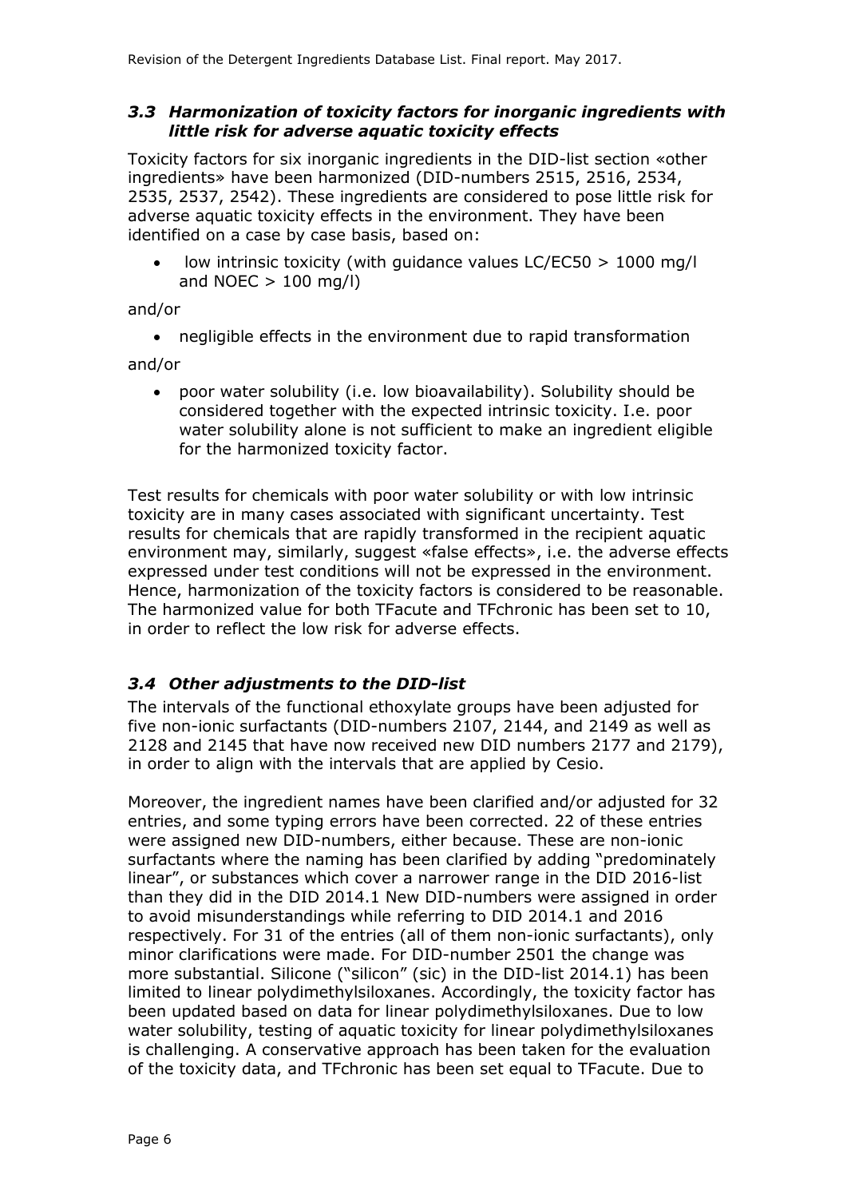### *3.3 Harmonization of toxicity factors for inorganic ingredients with little risk for adverse aquatic toxicity effects*

Toxicity factors for six inorganic ingredients in the DID-list section «other ingredients» have been harmonized (DID-numbers 2515, 2516, 2534, 2535, 2537, 2542). These ingredients are considered to pose little risk for adverse aquatic toxicity effects in the environment. They have been identified on a case by case basis, based on:

- low intrinsic toxicity (with guidance values LC/EC50 > 1000 mg/l and NOEC > 100 mg/l)

and/or

- negligible effects in the environment due to rapid transformation

and/or

- poor water solubility (i.e. low bioavailability). Solubility should be considered together with the expected intrinsic toxicity. I.e. poor water solubility alone is not sufficient to make an ingredient eligible for the harmonized toxicity factor.

Test results for chemicals with poor water solubility or with low intrinsic toxicity are in many cases associated with significant uncertainty. Test results for chemicals that are rapidly transformed in the recipient aquatic environment may, similarly, suggest «false effects», i.e. the adverse effects expressed under test conditions will not be expressed in the environment. Hence, harmonization of the toxicity factors is considered to be reasonable. The harmonized value for both TFacute and TFchronic has been set to 10, in order to reflect the low risk for adverse effects.

### *3.4 Other adjustments to the DID-list*

The intervals of the functional ethoxylate groups have been adjusted for five non-ionic surfactants (DID-numbers 2107, 2144, and 2149 as well as 2128 and 2145 that have now received new DID numbers 2177 and 2179), in order to align with the intervals that are applied by Cesio.

Moreover, the ingredient names have been clarified and/or adjusted for 32 entries, and some typing errors have been corrected. 22 of these entries were assigned new DID-numbers, either because. These are non-ionic surfactants where the naming has been clarified by adding "predominately linear", or substances which cover a narrower range in the DID 2016-list than they did in the DID 2014.1 New DID-numbers were assigned in order to avoid misunderstandings while referring to DID 2014.1 and 2016 respectively. For 31 of the entries (all of them non-ionic surfactants), only minor clarifications were made. For DID-number 2501 the change was more substantial. Silicone ("silicon" (sic) in the DID-list 2014.1) has been limited to linear polydimethylsiloxanes. Accordingly, the toxicity factor has been updated based on data for linear polydimethylsiloxanes. Due to low water solubility, testing of aquatic toxicity for linear polydimethylsiloxanes is challenging. A conservative approach has been taken for the evaluation of the toxicity data, and TFchronic has been set equal to TFacute. Due to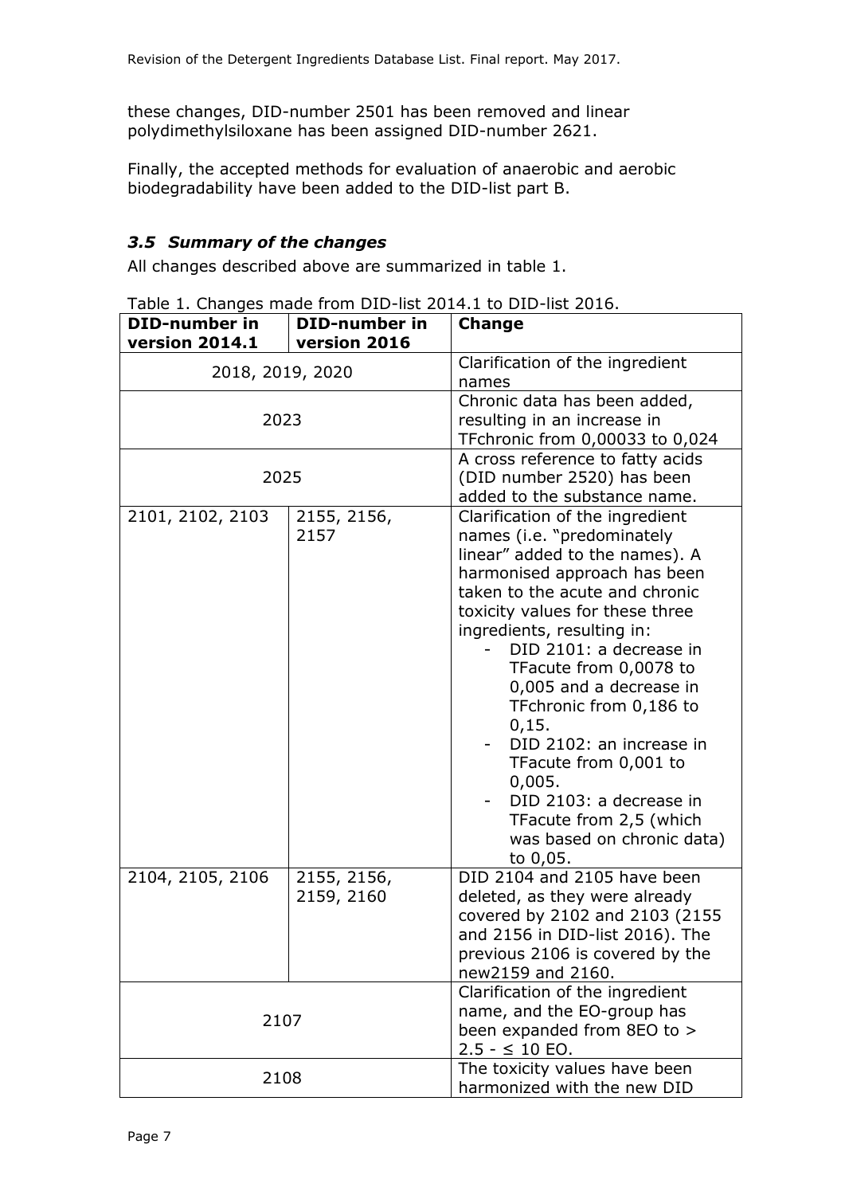these changes, DID-number 2501 has been removed and linear polydimethylsiloxane has been assigned DID-number 2621.

Finally, the accepted methods for evaluation of anaerobic and aerobic biodegradability have been added to the DID-list part B.

### *3.5 Summary of the changes*

All changes described above are summarized in table 1.

Table 1. Changes made from DID-list 2014.1 to DID-list 2016.

| DID-number in version 2014.1 | DID-number in version 2016 | Change |
|---|---|---|
| 2018, 2019, 2020 | | Clarification of the ingredient names |
| 2023 | | Chronic data has been added, resulting in an increase in TFchronic from 0,00033 to 0,024 |
| 2025 | | A cross reference to fatty acids (DID number 2520) has been added to the substance name. |
| 2101, 2102, 2103 | 2155, 2156, 2157 | Clarification of the ingredient names (i.e. "predominately linear" added to the names). A harmonised approach has been taken to the acute and chronic toxicity values for these three ingredients, resulting in: <br>- DID 2101: a decrease in TFacute from 0,0078 to 0,005 and a decrease in TFchronic from 0,186 to 0,15. <br>- DID 2102: an increase in TFacute from 0,001 to 0,005. <br>- DID 2103: a decrease in TFacute from 2,5 (which was based on chronic data) to 0,05. |
| 2104, 2105, 2106 | 2155, 2156, 2159, 2160 | DID 2104 and 2105 have been deleted, as they were already covered by 2102 and 2103 (2155 and 2156 in DID-list 2016). The previous 2106 is covered by the new2159 and 2160. |
| 2107 | | Clarification of the ingredient name, and the EO-group has been expanded from 8EO to > 2.5 - ≤ 10 EO. |
| 2108 | | The toxicity values have been harmonized with the new DID |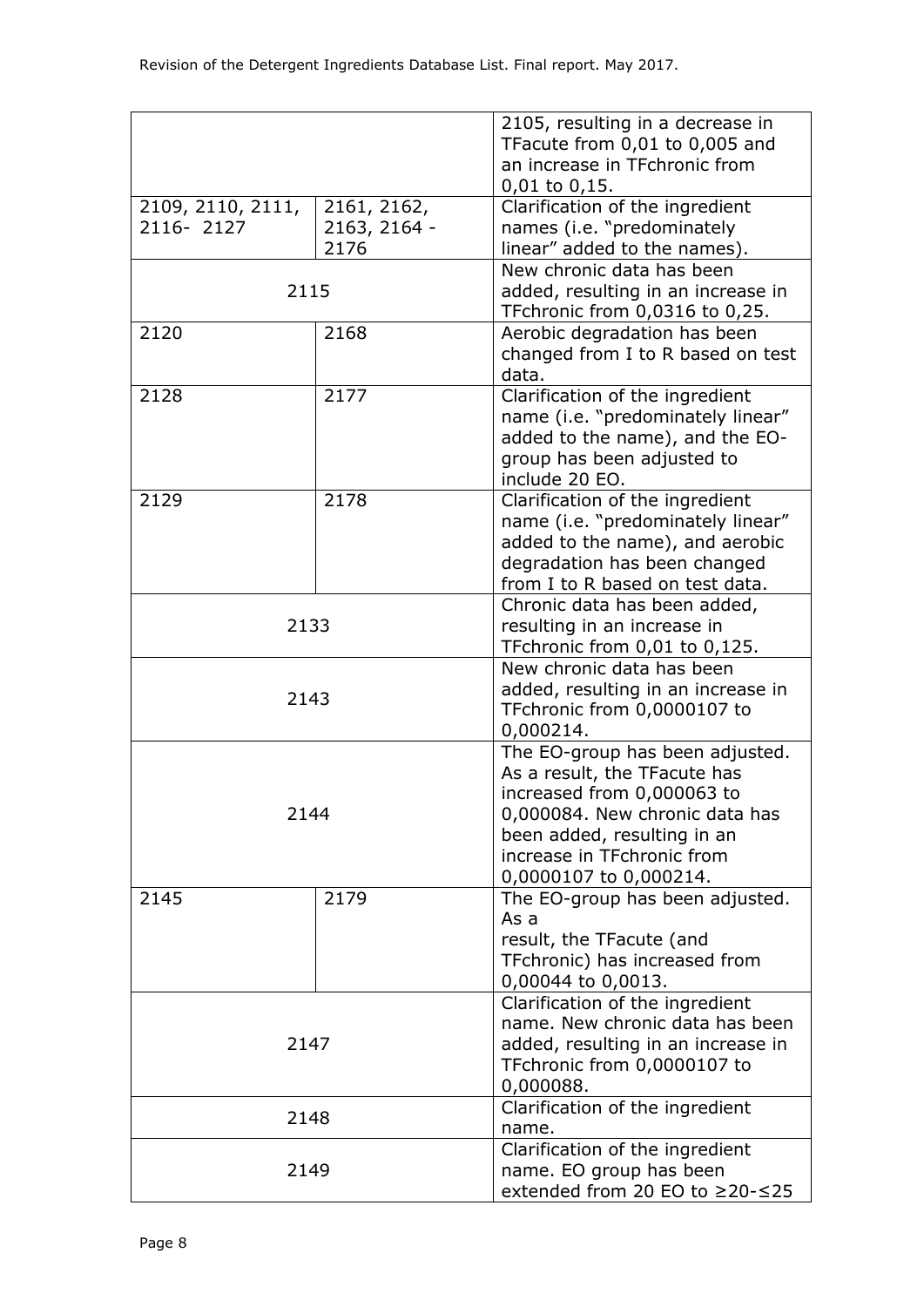| | | |
|---|---|---|
| | | 2105, resulting in a decrease in TFacute from 0,01 to 0,005 and an increase in TFchronic from 0,01 to 0,15. |
| 2109, 2110, 2111, 2116- 2127 | 2161, 2162, 2163, 2164 - 2176 | Clarification of the ingredient names (i.e. "predominately linear" added to the names). |
| 2115 | | New chronic data has been added, resulting in an increase in TFchronic from 0,0316 to 0,25. |
| 2120 | 2168 | Aerobic degradation has been changed from I to R based on test data. |
| 2128 | 2177 | Clarification of the ingredient name (i.e. "predominately linear" added to the name), and the EO-group has been adjusted to include 20 EO. |
| 2129 | 2178 | Clarification of the ingredient name (i.e. "predominately linear" added to the name), and aerobic degradation has been changed from I to R based on test data. |
| 2133 | | Chronic data has been added, resulting in an increase in TFchronic from 0,01 to 0,125. |
| 2143 | | New chronic data has been added, resulting in an increase in TFchronic from 0,0000107 to 0,000214. |
| 2144 | | The EO-group has been adjusted. As a result, the TFacute has increased from 0,000063 to 0,000084. New chronic data has been added, resulting in an increase in TFchronic from 0,0000107 to 0,000214. |
| 2145 | 2179 | The EO-group has been adjusted. As a result, the TFacute (and TFchronic) has increased from 0,00044 to 0,0013. |
| 2147 | | Clarification of the ingredient name. New chronic data has been added, resulting in an increase in TFchronic from 0,0000107 to 0,000088. |
| 2148 | | Clarification of the ingredient name. |
| 2149 | | Clarification of the ingredient name. EO group has been extended from 20 EO to ≥20-≤25 |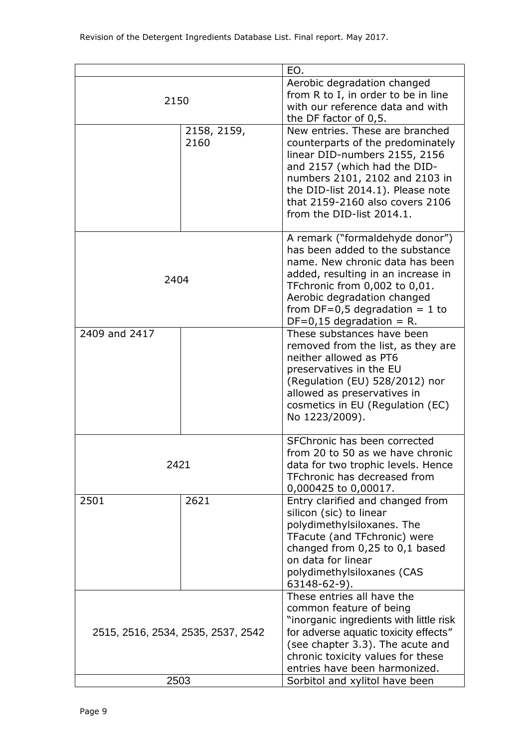| | | |
|---|---|---|
| | | EO. |
| 2150 | | Aerobic degradation changed from R to I, in order to be in line with our reference data and with the DF factor of 0,5. |
| | 2158, 2159, 2160 | New entries. These are branched counterparts of the predominately linear DID-numbers 2155, 2156 and 2157 (which had the DID-numbers 2101, 2102 and 2103 in the DID-list 2014.1). Please note that 2159-2160 also covers 2106 from the DID-list 2014.1. |
| 2404 | | A remark ("formaldehyde donor") has been added to the substance name. New chronic data has been added, resulting in an increase in TFchronic from 0,002 to 0,01. Aerobic degradation changed from DF=0,5 degradation = 1 to DF=0,15 degradation = R. |
| 2409 and 2417 | | These substances have been removed from the list, as they are neither allowed as PT6 preservatives in the EU (Regulation (EU) 528/2012) nor allowed as preservatives in cosmetics in EU (Regulation (EC) No 1223/2009). |
| 2421 | | SFChronic has been corrected from 20 to 50 as we have chronic data for two trophic levels. Hence TFchronic has decreased from 0,000425 to 0,00017. |
| 2501 | 2621 | Entry clarified and changed from silicon (sic) to linear polydimethylsiloxanes. The TFacute (and TFchronic) were changed from 0,25 to 0,1 based on data for linear polydimethylsiloxanes (CAS 63148-62-9). |
| 2515, 2516, 2534, 2535, 2537, 2542 | | These entries all have the common feature of being "inorganic ingredients with little risk for adverse aquatic toxicity effects" (see chapter 3.3). The acute and chronic toxicity values for these entries have been harmonized. |
| 2503 | | Sorbitol and xylitol have been |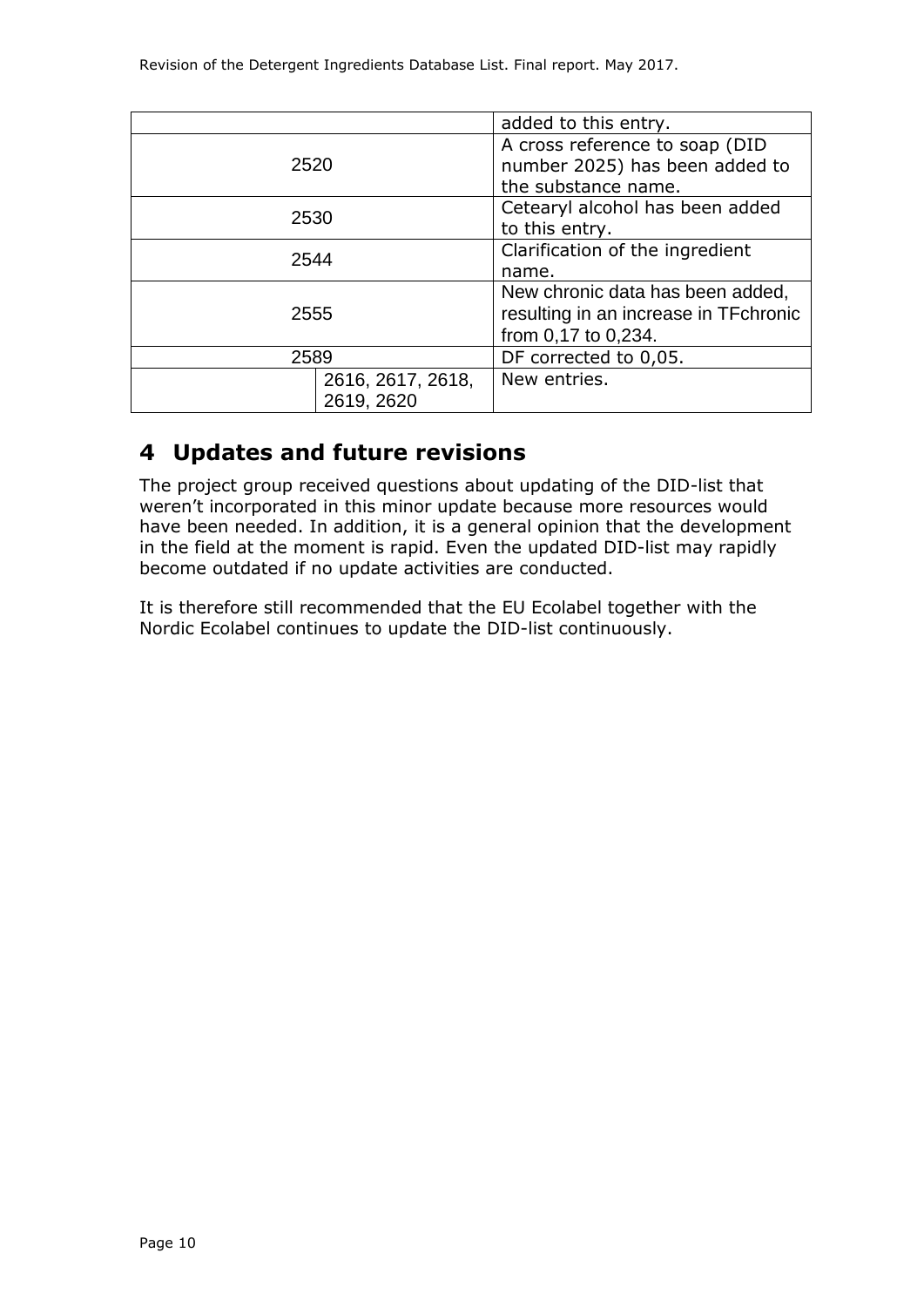| | |
|---|---|
| | added to this entry. |
| 2520 | A cross reference to soap (DID number 2025) has been added to the substance name. |
| 2530 | Cetearyl alcohol has been added to this entry. |
| 2544 | Clarification of the ingredient name. |
| 2555 | New chronic data has been added, resulting in an increase in TFchronic from 0,17 to 0,234. |
| 2589 | DF corrected to 0,05. |
| 2616, 2617, 2618, 2619, 2620 | New entries. |

# 4 Updates and future revisions

The project group received questions about updating of the DID-list that weren't incorporated in this minor update because more resources would have been needed. In addition, it is a general opinion that the development in the field at the moment is rapid. Even the updated DID-list may rapidly become outdated if no update activities are conducted.

It is therefore still recommended that the EU Ecolabel together with the Nordic Ecolabel continues to update the DID-list continuously.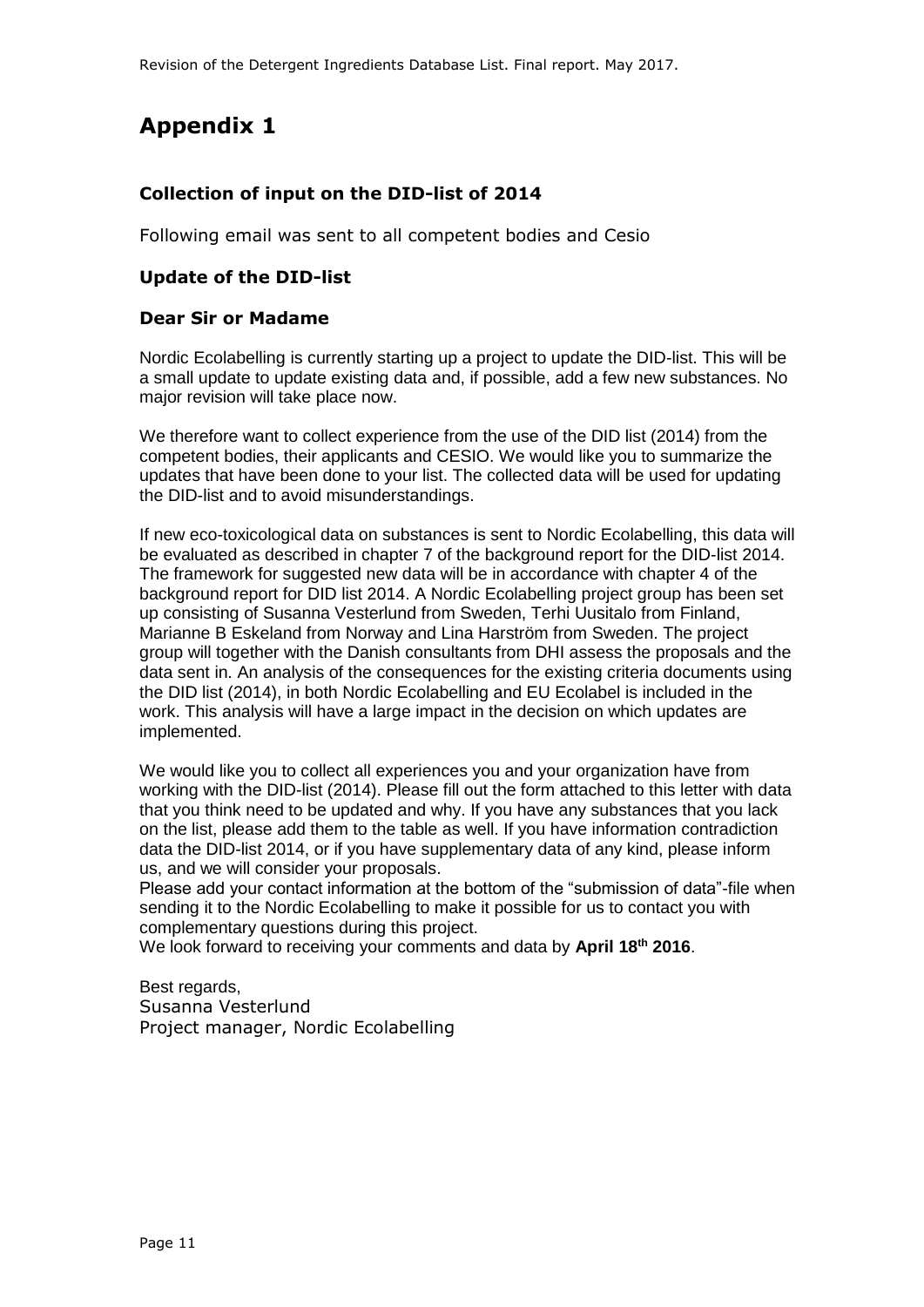# Appendix 1

### Collection of input on the DID-list of 2014

Following email was sent to all competent bodies and Cesio

### Update of the DID-list

### Dear Sir or Madame

Nordic Ecolabelling is currently starting up a project to update the DID-list. This will be a small update to update existing data and, if possible, add a few new substances. No major revision will take place now.

We therefore want to collect experience from the use of the DID list (2014) from the competent bodies, their applicants and CESIO. We would like you to summarize the updates that have been done to your list. The collected data will be used for updating the DID-list and to avoid misunderstandings.

If new eco-toxicological data on substances is sent to Nordic Ecolabelling, this data will be evaluated as described in chapter 7 of the background report for the DID-list 2014. The framework for suggested new data will be in accordance with chapter 4 of the background report for DID list 2014. A Nordic Ecolabelling project group has been set up consisting of Susanna Vesterlund from Sweden, Terhi Uusitalo from Finland, Marianne B Eskeland from Norway and Lina Harström from Sweden. The project group will together with the Danish consultants from DHI assess the proposals and the data sent in. An analysis of the consequences for the existing criteria documents using the DID list (2014), in both Nordic Ecolabelling and EU Ecolabel is included in the work. This analysis will have a large impact in the decision on which updates are implemented.

We would like you to collect all experiences you and your organization have from working with the DID-list (2014). Please fill out the form attached to this letter with data that you think need to be updated and why. If you have any substances that you lack on the list, please add them to the table as well. If you have information contradiction data the DID-list 2014, or if you have supplementary data of any kind, please inform us, and we will consider your proposals.

Please add your contact information at the bottom of the "submission of data"-file when sending it to the Nordic Ecolabelling to make it possible for us to contact you with complementary questions during this project.

We look forward to receiving your comments and data by **April 18th 2016**.

Best regards,
Susanna Vesterlund
Project manager, Nordic Ecolabelling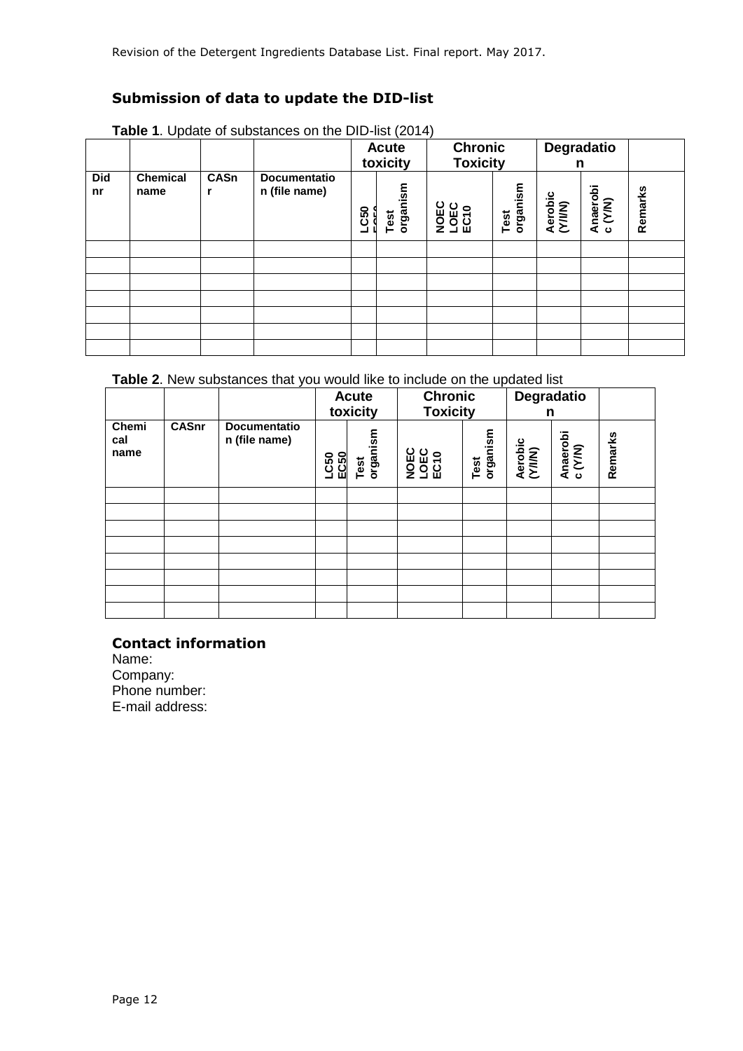## Submission of data to update the DID-list

**Table 1**. Update of substances on the DID-list (2014)

| | | | | Acute toxicity | | Chronic Toxicity | | Degradation | | |
|---|---|---|---|---|---|---|---|---|---|---|
| **Did nr** | **Chemical name** | **CASnr** | **Documentation (file name)** | **LC50 EC50** | **Test organism** | **NOEC LOEC EC10** | **Test organism** | **Aerobic (Y/I/N)** | **Anaerobic (Y/N)** | **Remarks** |
| | | | | | | | | | | |
| | | | | | | | | | | |
| | | | | | | | | | | |
| | | | | | | | | | | |
| | | | | | | | | | | |
| | | | | | | | | | | |
| | | | | | | | | | | |

**Table 2**. New substances that you would like to include on the updated list

| | | | Acute toxicity | | Chronic Toxicity | | Degradation | | |
|---|---|---|---|---|---|---|---|---|---|
| **Chemical name** | **CASnr** | **Documentation (file name)** | **LC50 EC50** | **Test organism** | **NOEC LOEC EC10** | **Test organism** | **Aerobic (Y/I/N)** | **Anaerobic (Y/N)** | **Remarks** |
| | | | | | | | | | |
| | | | | | | | | | |
| | | | | | | | | | |
| | | | | | | | | | |
| | | | | | | | | | |
| | | | | | | | | | |
| | | | | | | | | | |
| | | | | | | | | | |

### Contact information

Name:
Company:
Phone number:
E-mail address: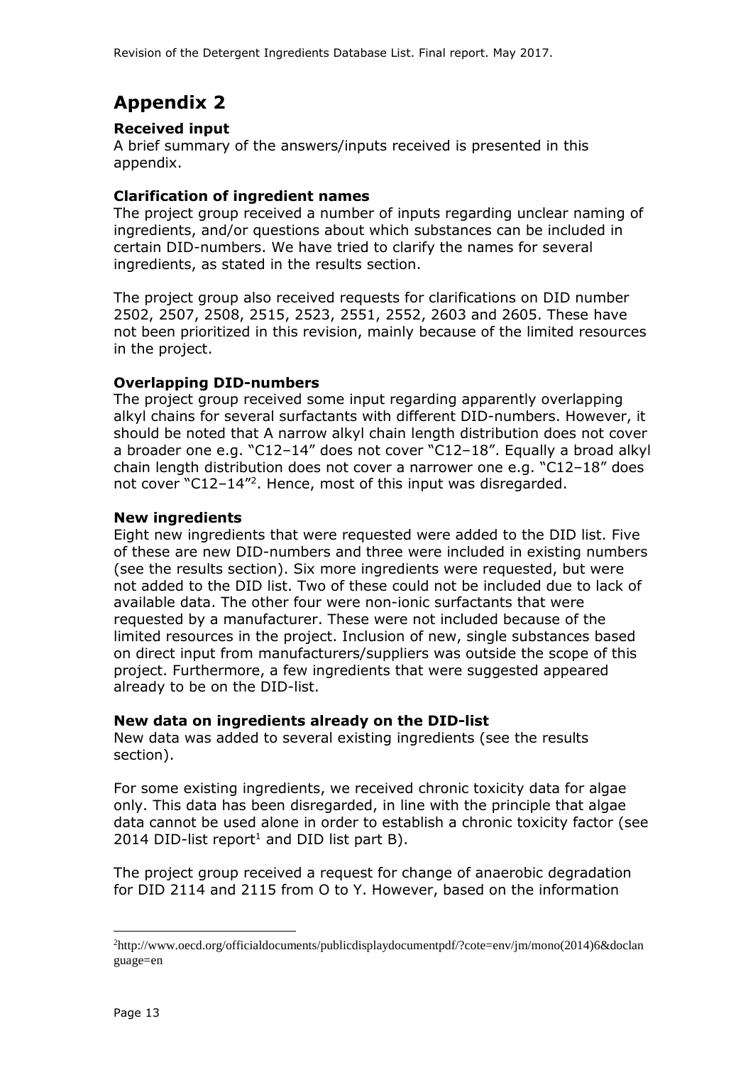# Appendix 2

### Received input

A brief summary of the answers/inputs received is presented in this appendix.

### Clarification of ingredient names

The project group received a number of inputs regarding unclear naming of ingredients, and/or questions about which substances can be included in certain DID-numbers. We have tried to clarify the names for several ingredients, as stated in the results section.

The project group also received requests for clarifications on DID number 2502, 2507, 2508, 2515, 2523, 2551, 2552, 2603 and 2605. These have not been prioritized in this revision, mainly because of the limited resources in the project.

### Overlapping DID-numbers

The project group received some input regarding apparently overlapping alkyl chains for several surfactants with different DID-numbers. However, it should be noted that A narrow alkyl chain length distribution does not cover a broader one e.g. "C12–14" does not cover "C12–18". Equally a broad alkyl chain length distribution does not cover a narrower one e.g. "C12–18" does not cover "C12–14"[2]. Hence, most of this input was disregarded.

### New ingredients

Eight new ingredients that were requested were added to the DID list. Five of these are new DID-numbers and three were included in existing numbers (see the results section). Six more ingredients were requested, but were not added to the DID list. Two of these could not be included due to lack of available data. The other four were non-ionic surfactants that were requested by a manufacturer. These were not included because of the limited resources in the project. Inclusion of new, single substances based on direct input from manufacturers/suppliers was outside the scope of this project. Furthermore, a few ingredients that were suggested appeared already to be on the DID-list.

### New data on ingredients already on the DID-list

New data was added to several existing ingredients (see the results section).

For some existing ingredients, we received chronic toxicity data for algae only. This data has been disregarded, in line with the principle that algae data cannot be used alone in order to establish a chronic toxicity factor (see 2014 DID-list report[1] and DID list part B).

The project group received a request for change of anaerobic degradation for DID 2114 and 2115 from O to Y. However, based on the information

---

[2] http://www.oecd.org/officialdocuments/publicdisplaydocumentpdf/?cote=env/jm/mono(2014)6&doclanguage=en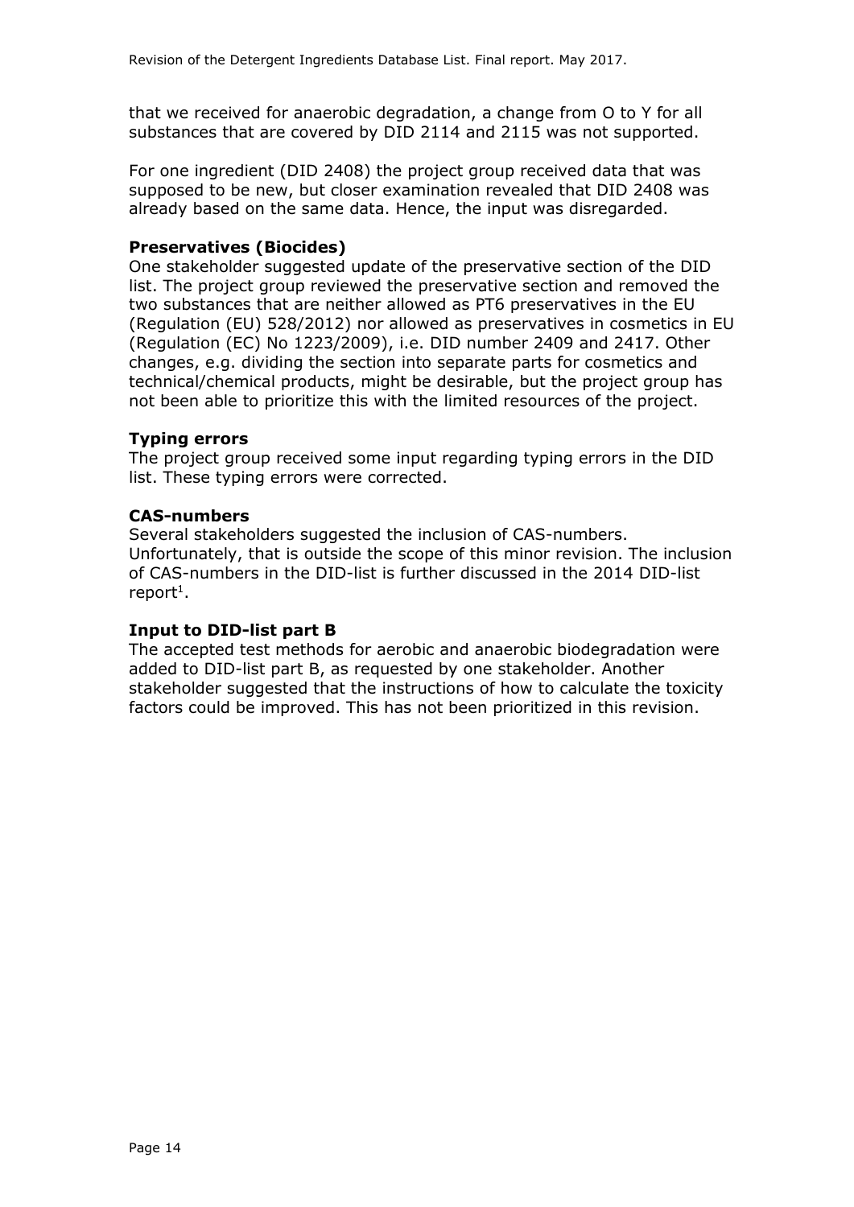that we received for anaerobic degradation, a change from O to Y for all substances that are covered by DID 2114 and 2115 was not supported.

For one ingredient (DID 2408) the project group received data that was supposed to be new, but closer examination revealed that DID 2408 was already based on the same data. Hence, the input was disregarded.

**Preservatives (Biocides)**

One stakeholder suggested update of the preservative section of the DID list. The project group reviewed the preservative section and removed the two substances that are neither allowed as PT6 preservatives in the EU (Regulation (EU) 528/2012) nor allowed as preservatives in cosmetics in EU (Regulation (EC) No 1223/2009), i.e. DID number 2409 and 2417. Other changes, e.g. dividing the section into separate parts for cosmetics and technical/chemical products, might be desirable, but the project group has not been able to prioritize this with the limited resources of the project.

**Typing errors**

The project group received some input regarding typing errors in the DID list. These typing errors were corrected.

**CAS-numbers**

Several stakeholders suggested the inclusion of CAS-numbers. Unfortunately, that is outside the scope of this minor revision. The inclusion of CAS-numbers in the DID-list is further discussed in the 2014 DID-list report[1].

**Input to DID-list part B**

The accepted test methods for aerobic and anaerobic biodegradation were added to DID-list part B, as requested by one stakeholder. Another stakeholder suggested that the instructions of how to calculate the toxicity factors could be improved. This has not been prioritized in this revision.